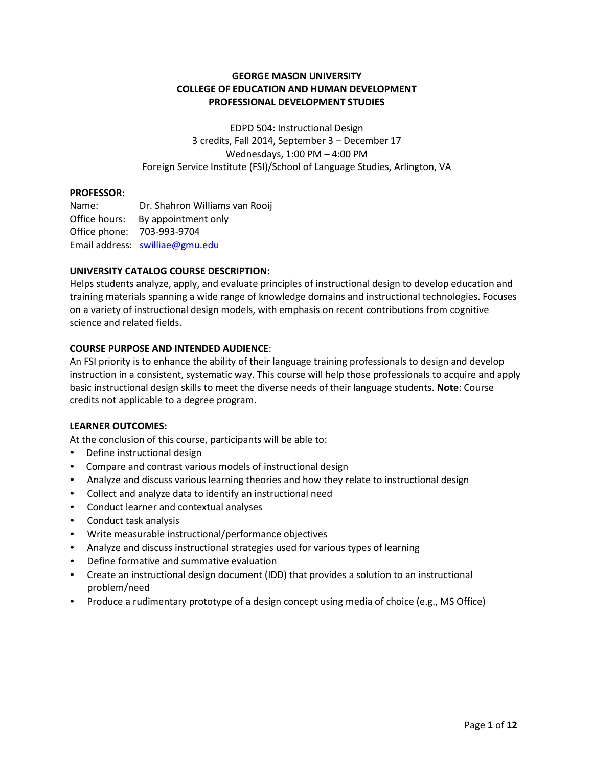**GEORGE MASON UNIVERSITY**
**COLLEGE OF EDUCATION AND HUMAN DEVELOPMENT**
**PROFESSIONAL DEVELOPMENT STUDIES**

EDPD 504: Instructional Design
3 credits, Fall 2014, September 3 – December 17
Wednesdays, 1:00 PM – 4:00 PM
Foreign Service Institute (FSI)/School of Language Studies, Arlington, VA

**PROFESSOR:**
Name: Dr. Shahron Williams van Rooij
Office hours: By appointment only
Office phone: 703-993-9704
Email address: swilliae@gmu.edu

**UNIVERSITY CATALOG COURSE DESCRIPTION:**
Helps students analyze, apply, and evaluate principles of instructional design to develop education and training materials spanning a wide range of knowledge domains and instructional technologies. Focuses on a variety of instructional design models, with emphasis on recent contributions from cognitive science and related fields.

**COURSE PURPOSE AND INTENDED AUDIENCE**:
An FSI priority is to enhance the ability of their language training professionals to design and develop instruction in a consistent, systematic way. This course will help those professionals to acquire and apply basic instructional design skills to meet the diverse needs of their language students. **Note**: Course credits not applicable to a degree program.

**LEARNER OUTCOMES:**
At the conclusion of this course, participants will be able to:

- Define instructional design
- Compare and contrast various models of instructional design
- Analyze and discuss various learning theories and how they relate to instructional design
- Collect and analyze data to identify an instructional need
- Conduct learner and contextual analyses
- Conduct task analysis
- Write measurable instructional/performance objectives
- Analyze and discuss instructional strategies used for various types of learning
- Define formative and summative evaluation
- Create an instructional design document (IDD) that provides a solution to an instructional problem/need
- Produce a rudimentary prototype of a design concept using media of choice (e.g., MS Office)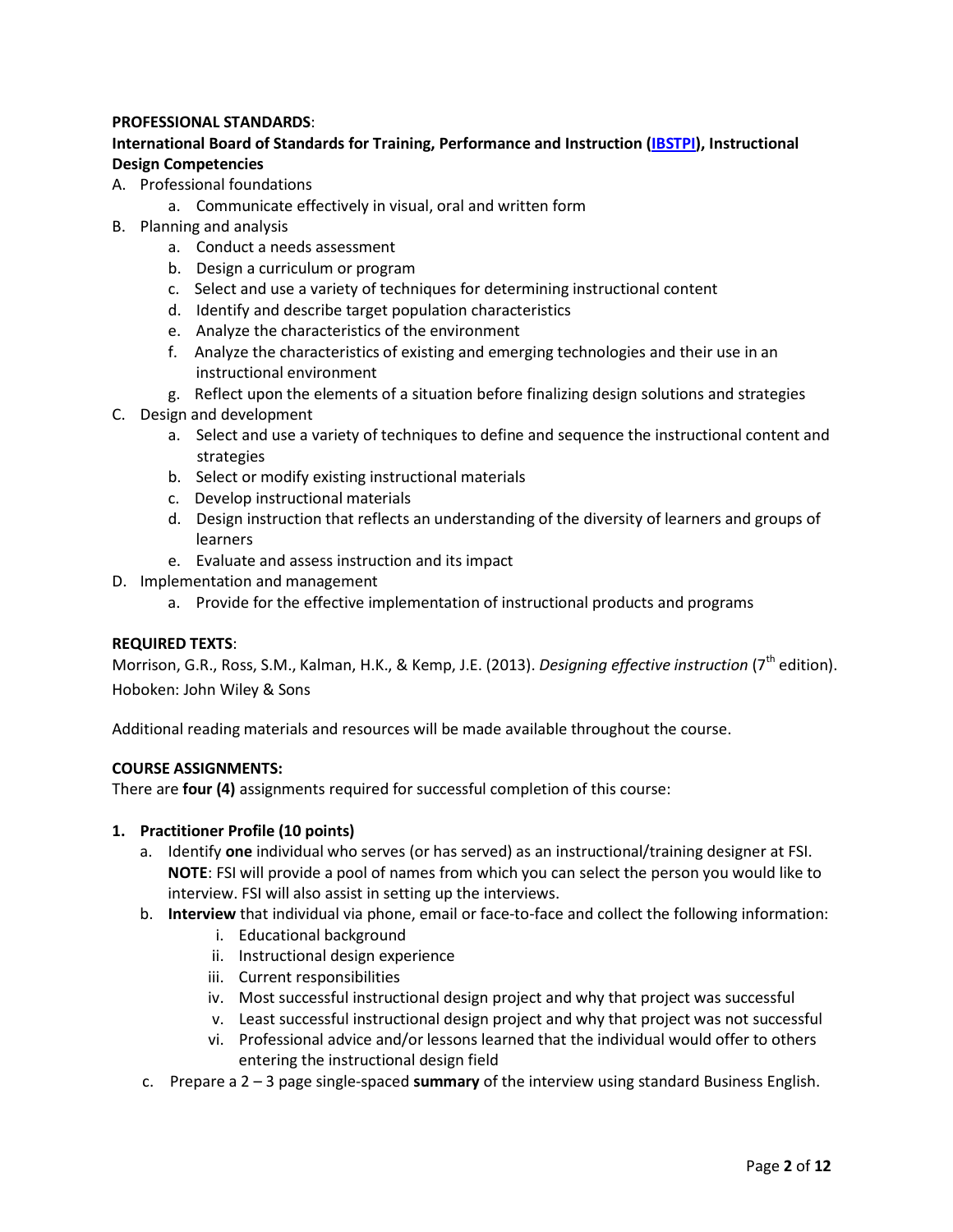**PROFESSIONAL STANDARDS**:

**International Board of Standards for Training, Performance and Instruction (IBSTPI), Instructional Design Competencies**

A. Professional foundations
   a. Communicate effectively in visual, oral and written form
B. Planning and analysis
   a. Conduct a needs assessment
   b. Design a curriculum or program
   c. Select and use a variety of techniques for determining instructional content
   d. Identify and describe target population characteristics
   e. Analyze the characteristics of the environment
   f. Analyze the characteristics of existing and emerging technologies and their use in an instructional environment
   g. Reflect upon the elements of a situation before finalizing design solutions and strategies
C. Design and development
   a. Select and use a variety of techniques to define and sequence the instructional content and strategies
   b. Select or modify existing instructional materials
   c. Develop instructional materials
   d. Design instruction that reflects an understanding of the diversity of learners and groups of learners
   e. Evaluate and assess instruction and its impact
D. Implementation and management
   a. Provide for the effective implementation of instructional products and programs

**REQUIRED TEXTS**:

Morrison, G.R., Ross, S.M., Kalman, H.K., & Kemp, J.E. (2013). *Designing effective instruction* (7th edition). Hoboken: John Wiley & Sons

Additional reading materials and resources will be made available throughout the course.

**COURSE ASSIGNMENTS:**

There are **four (4)** assignments required for successful completion of this course:

1. **Practitioner Profile (10 points)**
   a. Identify **one** individual who serves (or has served) as an instructional/training designer at FSI. **NOTE**: FSI will provide a pool of names from which you can select the person you would like to interview. FSI will also assist in setting up the interviews.
   b. **Interview** that individual via phone, email or face-to-face and collect the following information:
      i. Educational background
      ii. Instructional design experience
      iii. Current responsibilities
      iv. Most successful instructional design project and why that project was successful
      v. Least successful instructional design project and why that project was not successful
      vi. Professional advice and/or lessons learned that the individual would offer to others entering the instructional design field
   c. Prepare a 2 – 3 page single-spaced **summary** of the interview using standard Business English.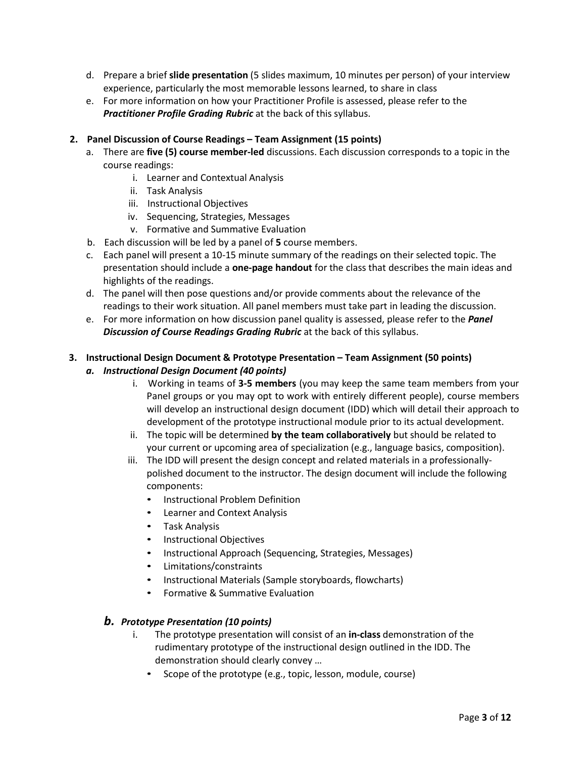d. Prepare a brief **slide presentation** (5 slides maximum, 10 minutes per person) of your interview experience, particularly the most memorable lessons learned, to share in class

e. For more information on how your Practitioner Profile is assessed, please refer to the ***Practitioner Profile Grading Rubric*** at the back of this syllabus.

**2. Panel Discussion of Course Readings – Team Assignment (15 points)**

a. There are **five (5) course member-led** discussions. Each discussion corresponds to a topic in the course readings:
   i. Learner and Contextual Analysis
   ii. Task Analysis
   iii. Instructional Objectives
   iv. Sequencing, Strategies, Messages
   v. Formative and Summative Evaluation

b. Each discussion will be led by a panel of **5** course members.

c. Each panel will present a 10-15 minute summary of the readings on their selected topic. The presentation should include a **one-page handout** for the class that describes the main ideas and highlights of the readings.

d. The panel will then pose questions and/or provide comments about the relevance of the readings to their work situation. All panel members must take part in leading the discussion.

e. For more information on how discussion panel quality is assessed, please refer to the ***Panel Discussion of Course Readings Grading Rubric*** at the back of this syllabus.

**3. Instructional Design Document & Prototype Presentation – Team Assignment (50 points)**

***a. Instructional Design Document (40 points)***

i. Working in teams of **3-5 members** (you may keep the same team members from your Panel groups or you may opt to work with entirely different people), course members will develop an instructional design document (IDD) which will detail their approach to development of the prototype instructional module prior to its actual development.

ii. The topic will be determined **by the team collaboratively** but should be related to your current or upcoming area of specialization (e.g., language basics, composition).

iii. The IDD will present the design concept and related materials in a professionally-polished document to the instructor. The design document will include the following components:
   - Instructional Problem Definition
   - Learner and Context Analysis
   - Task Analysis
   - Instructional Objectives
   - Instructional Approach (Sequencing, Strategies, Messages)
   - Limitations/constraints
   - Instructional Materials (Sample storyboards, flowcharts)
   - Formative & Summative Evaluation

***b. Prototype Presentation (10 points)***

i. The prototype presentation will consist of an **in-class** demonstration of the rudimentary prototype of the instructional design outlined in the IDD. The demonstration should clearly convey …
   - Scope of the prototype (e.g., topic, lesson, module, course)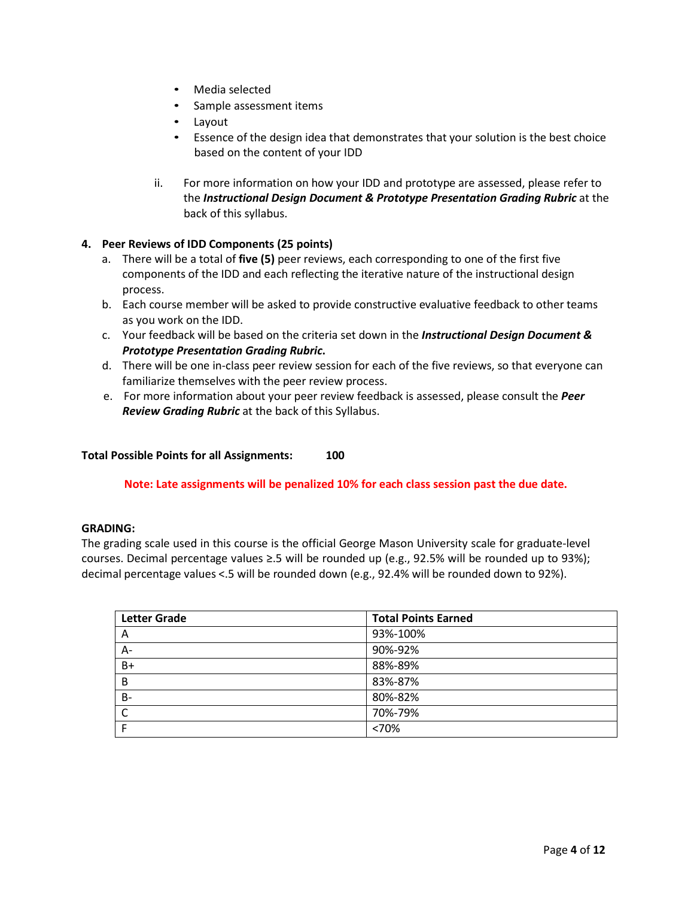- Media selected
- Sample assessment items
- Layout
- Essence of the design idea that demonstrates that your solution is the best choice based on the content of your IDD

ii. For more information on how your IDD and prototype are assessed, please refer to the ***Instructional Design Document & Prototype Presentation Grading Rubric*** at the back of this syllabus.

**4. Peer Reviews of IDD Components (25 points)**

a. There will be a total of **five (5)** peer reviews, each corresponding to one of the first five components of the IDD and each reflecting the iterative nature of the instructional design process.

b. Each course member will be asked to provide constructive evaluative feedback to other teams as you work on the IDD.

c. Your feedback will be based on the criteria set down in the ***Instructional Design Document & Prototype Presentation Grading Rubric.***

d. There will be one in-class peer review session for each of the five reviews, so that everyone can familiarize themselves with the peer review process.

e. For more information about your peer review feedback is assessed, please consult the ***Peer Review Grading Rubric*** at the back of this Syllabus.

**Total Possible Points for all Assignments: 100**

**Note: Late assignments will be penalized 10% for each class session past the due date.**

**GRADING:**

The grading scale used in this course is the official George Mason University scale for graduate-level courses. Decimal percentage values ≥.5 will be rounded up (e.g., 92.5% will be rounded up to 93%); decimal percentage values <.5 will be rounded down (e.g., 92.4% will be rounded down to 92%).

| Letter Grade | Total Points Earned |
|---|---|
| A | 93%-100% |
| A- | 90%-92% |
| B+ | 88%-89% |
| B | 83%-87% |
| B- | 80%-82% |
| C | 70%-79% |
| F | <70% |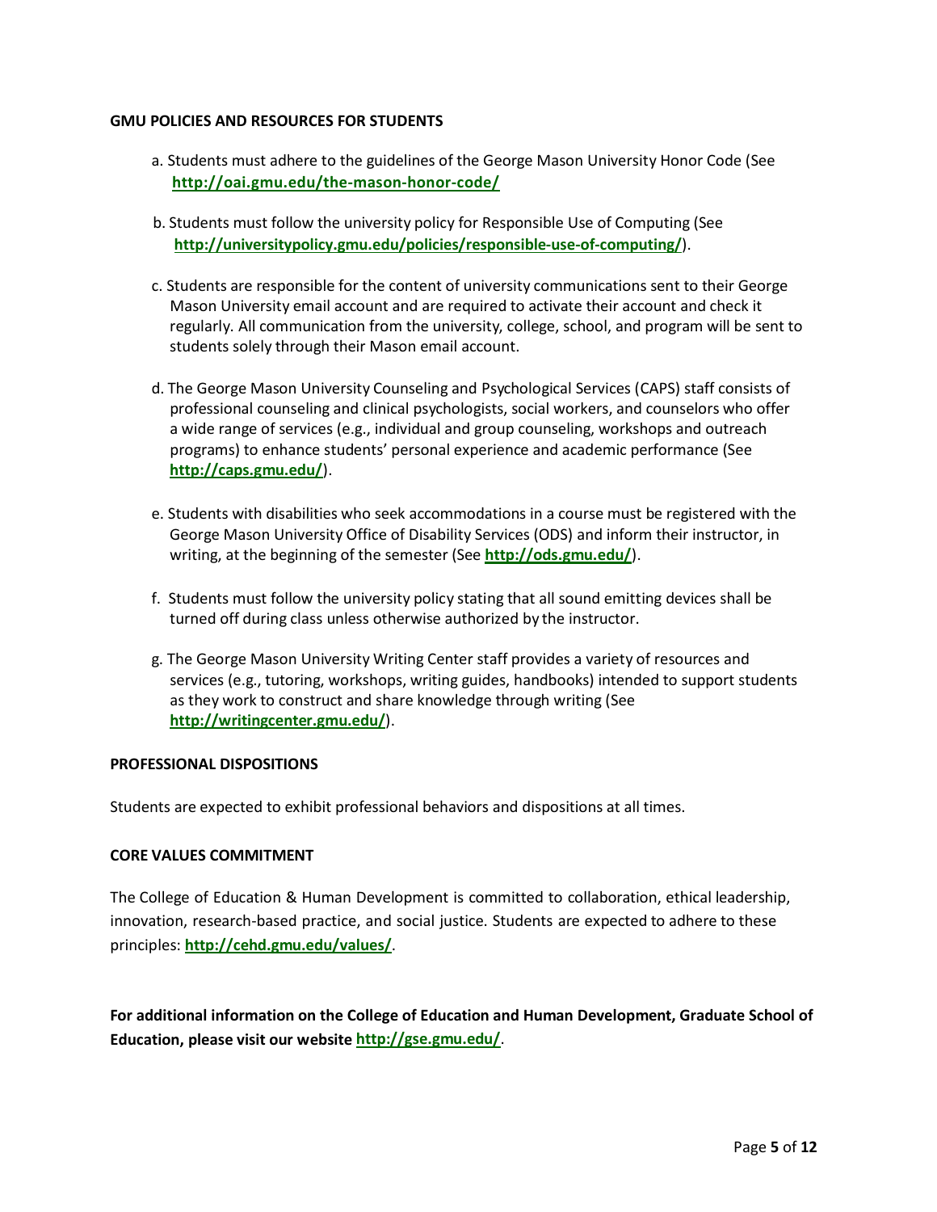**GMU POLICIES AND RESOURCES FOR STUDENTS**

a. Students must adhere to the guidelines of the George Mason University Honor Code (See **http://oai.gmu.edu/the-mason-honor-code/**

b. Students must follow the university policy for Responsible Use of Computing (See **http://universitypolicy.gmu.edu/policies/responsible-use-of-computing/**).

c. Students are responsible for the content of university communications sent to their George Mason University email account and are required to activate their account and check it regularly. All communication from the university, college, school, and program will be sent to students solely through their Mason email account.

d. The George Mason University Counseling and Psychological Services (CAPS) staff consists of professional counseling and clinical psychologists, social workers, and counselors who offer a wide range of services (e.g., individual and group counseling, workshops and outreach programs) to enhance students' personal experience and academic performance (See **http://caps.gmu.edu/**).

e. Students with disabilities who seek accommodations in a course must be registered with the George Mason University Office of Disability Services (ODS) and inform their instructor, in writing, at the beginning of the semester (See **http://ods.gmu.edu/**).

f. Students must follow the university policy stating that all sound emitting devices shall be turned off during class unless otherwise authorized by the instructor.

g. The George Mason University Writing Center staff provides a variety of resources and services (e.g., tutoring, workshops, writing guides, handbooks) intended to support students as they work to construct and share knowledge through writing (See **http://writingcenter.gmu.edu/**).

**PROFESSIONAL DISPOSITIONS**

Students are expected to exhibit professional behaviors and dispositions at all times.

**CORE VALUES COMMITMENT**

The College of Education & Human Development is committed to collaboration, ethical leadership, innovation, research-based practice, and social justice. Students are expected to adhere to these principles: **http://cehd.gmu.edu/values/**.

**For additional information on the College of Education and Human Development, Graduate School of Education, please visit our website http://gse.gmu.edu/**.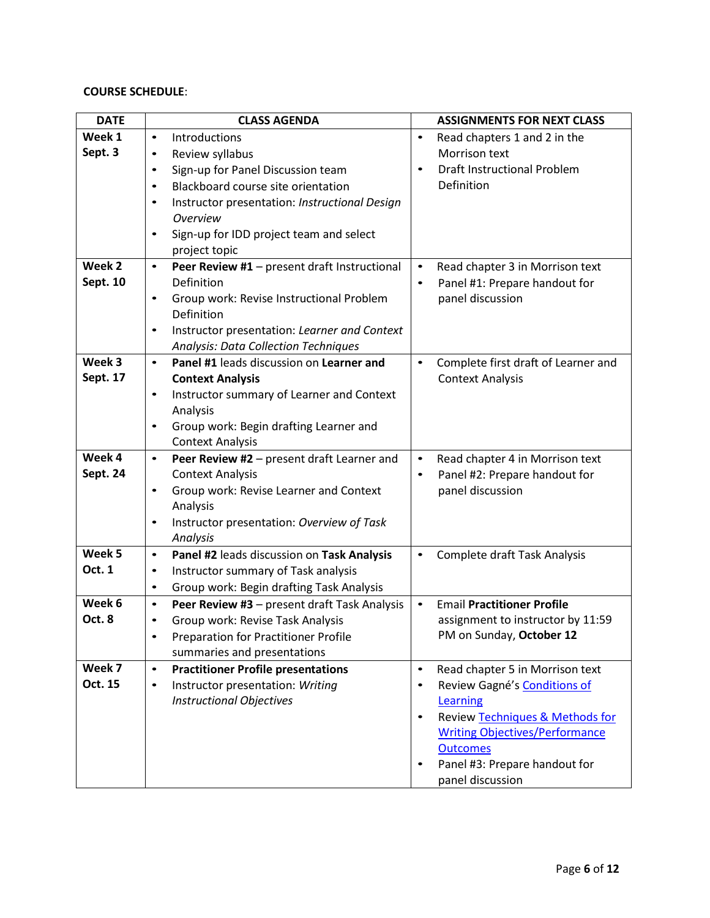**COURSE SCHEDULE**:

| DATE | CLASS AGENDA | ASSIGNMENTS FOR NEXT CLASS |
|---|---|---|
| **Week 1 Sept. 3** | • Introductions<br>• Review syllabus<br>• Sign-up for Panel Discussion team<br>• Blackboard course site orientation<br>• Instructor presentation: *Instructional Design Overview*<br>• Sign-up for IDD project team and select project topic | • Read chapters 1 and 2 in the Morrison text<br>• Draft Instructional Problem Definition |
| **Week 2 Sept. 10** | • **Peer Review #1** – present draft Instructional Definition<br>• Group work: Revise Instructional Problem Definition<br>• Instructor presentation: *Learner and Context Analysis: Data Collection Techniques* | • Read chapter 3 in Morrison text<br>• Panel #1: Prepare handout for panel discussion |
| **Week 3 Sept. 17** | • **Panel #1** leads discussion on **Learner and Context Analysis**<br>• Instructor summary of Learner and Context Analysis<br>• Group work: Begin drafting Learner and Context Analysis | • Complete first draft of Learner and Context Analysis |
| **Week 4 Sept. 24** | • **Peer Review #2** – present draft Learner and Context Analysis<br>• Group work: Revise Learner and Context Analysis<br>• Instructor presentation: *Overview of Task Analysis* | • Read chapter 4 in Morrison text<br>• Panel #2: Prepare handout for panel discussion |
| **Week 5 Oct. 1** | • **Panel #2** leads discussion on **Task Analysis**<br>• Instructor summary of Task analysis<br>• Group work: Begin drafting Task Analysis | • Complete draft Task Analysis |
| **Week 6 Oct. 8** | • **Peer Review #3** – present draft Task Analysis<br>• Group work: Revise Task Analysis<br>• Preparation for Practitioner Profile summaries and presentations | • Email **Practitioner Profile** assignment to instructor by 11:59 PM on Sunday, **October 12** |
| **Week 7 Oct. 15** | • **Practitioner Profile presentations**<br>• Instructor presentation: *Writing Instructional Objectives* | • Read chapter 5 in Morrison text<br>• Review Gagné's Conditions of Learning<br>• Review Techniques & Methods for Writing Objectives/Performance Outcomes<br>• Panel #3: Prepare handout for panel discussion |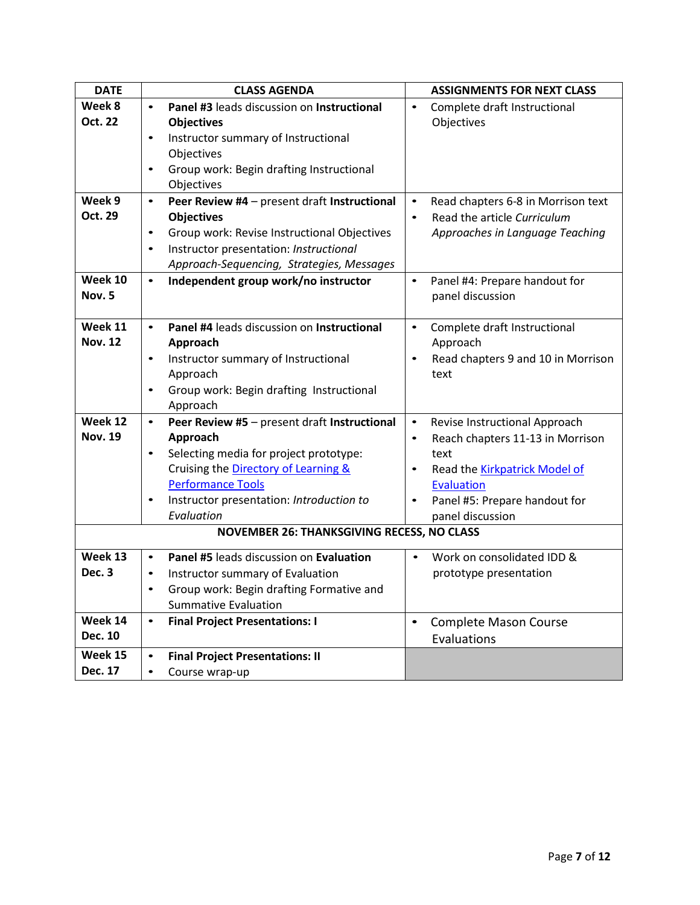| DATE | CLASS AGENDA | ASSIGNMENTS FOR NEXT CLASS |
|---|---|---|
| **Week 8 Oct. 22** | • **Panel #3** leads discussion on **Instructional Objectives**<br>• Instructor summary of Instructional Objectives<br>• Group work: Begin drafting Instructional Objectives | • Complete draft Instructional Objectives |
| **Week 9 Oct. 29** | • **Peer Review #4** – present draft **Instructional Objectives**<br>• Group work: Revise Instructional Objectives<br>• Instructor presentation: *Instructional Approach-Sequencing, Strategies, Messages* | • Read chapters 6-8 in Morrison text<br>• Read the article *Curriculum Approaches in Language Teaching* |
| **Week 10 Nov. 5** | • **Independent group work/no instructor** | • Panel #4: Prepare handout for panel discussion |
| **Week 11 Nov. 12** | • **Panel #4** leads discussion on **Instructional Approach**<br>• Instructor summary of Instructional Approach<br>• Group work: Begin drafting Instructional Approach | • Complete draft Instructional Approach<br>• Read chapters 9 and 10 in Morrison text |
| **Week 12 Nov. 19** | • **Peer Review #5** – present draft **Instructional Approach**<br>• Selecting media for project prototype: Cruising the Directory of Learning & Performance Tools<br>• Instructor presentation: *Introduction to Evaluation* | • Revise Instructional Approach<br>• Reach chapters 11-13 in Morrison text<br>• Read the Kirkpatrick Model of Evaluation<br>• Panel #5: Prepare handout for panel discussion |
| **NOVEMBER 26: THANKSGIVING RECESS, NO CLASS** | | |
| **Week 13 Dec. 3** | • **Panel #5** leads discussion on **Evaluation**<br>• Instructor summary of Evaluation<br>• Group work: Begin drafting Formative and Summative Evaluation | • Work on consolidated IDD & prototype presentation |
| **Week 14 Dec. 10** | • **Final Project Presentations: I** | • Complete Mason Course Evaluations |
| **Week 15 Dec. 17** | • **Final Project Presentations: II**<br>• Course wrap-up | |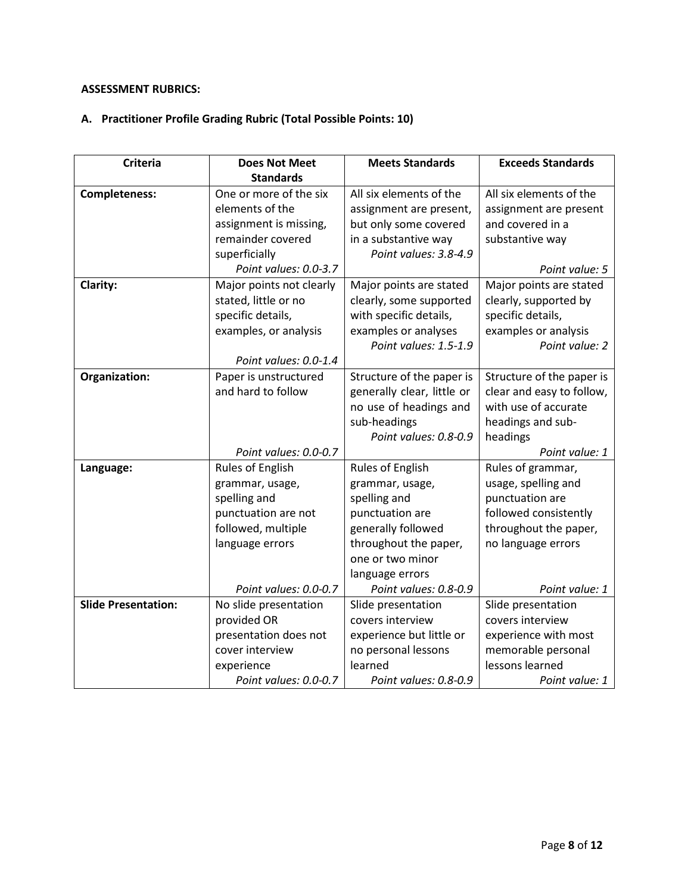**ASSESSMENT RUBRICS:**

**A. Practitioner Profile Grading Rubric (Total Possible Points: 10)**

| Criteria | Does Not Meet Standards | Meets Standards | Exceeds Standards |
|---|---|---|---|
| **Completeness:** | One or more of the six elements of the assignment is missing, remainder covered superficially *Point values: 0.0-3.7* | All six elements of the assignment are present, but only some covered in a substantive way *Point values: 3.8-4.9* | All six elements of the assignment are present and covered in a substantive way *Point value: 5* |
| **Clarity:** | Major points not clearly stated, little or no specific details, examples, or analysis *Point values: 0.0-1.4* | Major points are stated clearly, some supported with specific details, examples or analyses *Point values: 1.5-1.9* | Major points are stated clearly, supported by specific details, examples or analysis *Point value: 2* |
| **Organization:** | Paper is unstructured and hard to follow *Point values: 0.0-0.7* | Structure of the paper is generally clear, little or no use of headings and sub-headings *Point values: 0.8-0.9* | Structure of the paper is clear and easy to follow, with use of accurate headings and sub-headings *Point value: 1* |
| **Language:** | Rules of English grammar, usage, spelling and punctuation are not followed, multiple language errors *Point values: 0.0-0.7* | Rules of English grammar, usage, spelling and punctuation are generally followed throughout the paper, one or two minor language errors *Point values: 0.8-0.9* | Rules of grammar, usage, spelling and punctuation are followed consistently throughout the paper, no language errors *Point value: 1* |
| **Slide Presentation:** | No slide presentation provided OR presentation does not cover interview experience *Point values: 0.0-0.7* | Slide presentation covers interview experience but little or no personal lessons learned *Point values: 0.8-0.9* | Slide presentation covers interview experience with most memorable personal lessons learned *Point value: 1* |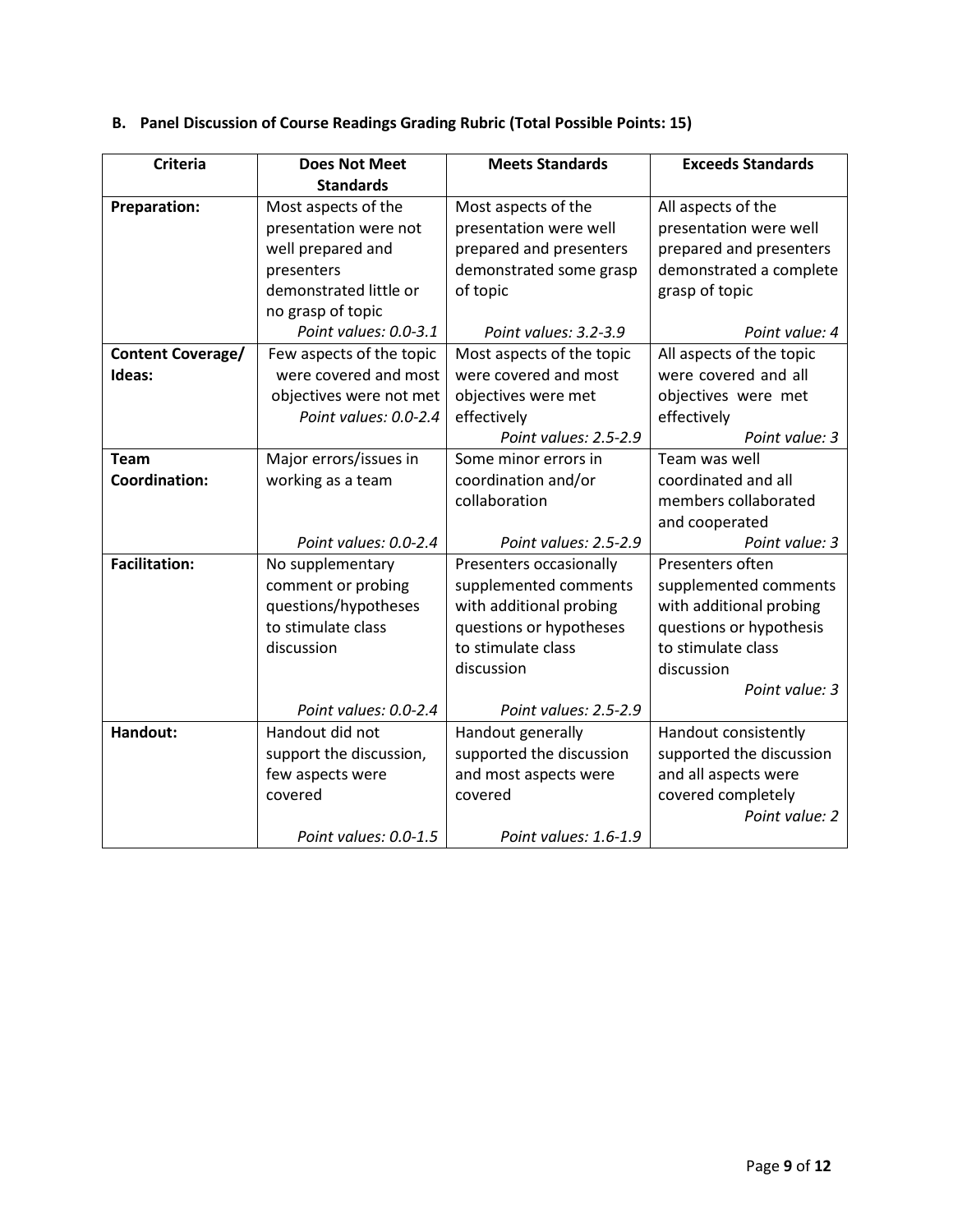**B. Panel Discussion of Course Readings Grading Rubric (Total Possible Points: 15)**

| Criteria | Does Not Meet Standards | Meets Standards | Exceeds Standards |
|---|---|---|---|
| **Preparation:** | Most aspects of the presentation were not well prepared and presenters demonstrated little or no grasp of topic *Point values: 0.0-3.1* | Most aspects of the presentation were well prepared and presenters demonstrated some grasp of topic *Point values: 3.2-3.9* | All aspects of the presentation were well prepared and presenters demonstrated a complete grasp of topic *Point value: 4* |
| **Content Coverage/ Ideas:** | Few aspects of the topic were covered and most objectives were not met *Point values: 0.0-2.4* | Most aspects of the topic were covered and most objectives were met effectively *Point values: 2.5-2.9* | All aspects of the topic were covered and all objectives were met effectively *Point value: 3* |
| **Team Coordination:** | Major errors/issues in working as a team *Point values: 0.0-2.4* | Some minor errors in coordination and/or collaboration *Point values: 2.5-2.9* | Team was well coordinated and all members collaborated and cooperated *Point value: 3* |
| **Facilitation:** | No supplementary comment or probing questions/hypotheses to stimulate class discussion *Point values: 0.0-2.4* | Presenters occasionally supplemented comments with additional probing questions or hypotheses to stimulate class discussion *Point values: 2.5-2.9* | Presenters often supplemented comments with additional probing questions or hypothesis to stimulate class discussion *Point value: 3* |
| **Handout:** | Handout did not support the discussion, few aspects were covered *Point values: 0.0-1.5* | Handout generally supported the discussion and most aspects were covered *Point values: 1.6-1.9* | Handout consistently supported the discussion and all aspects were covered completely *Point value: 2* |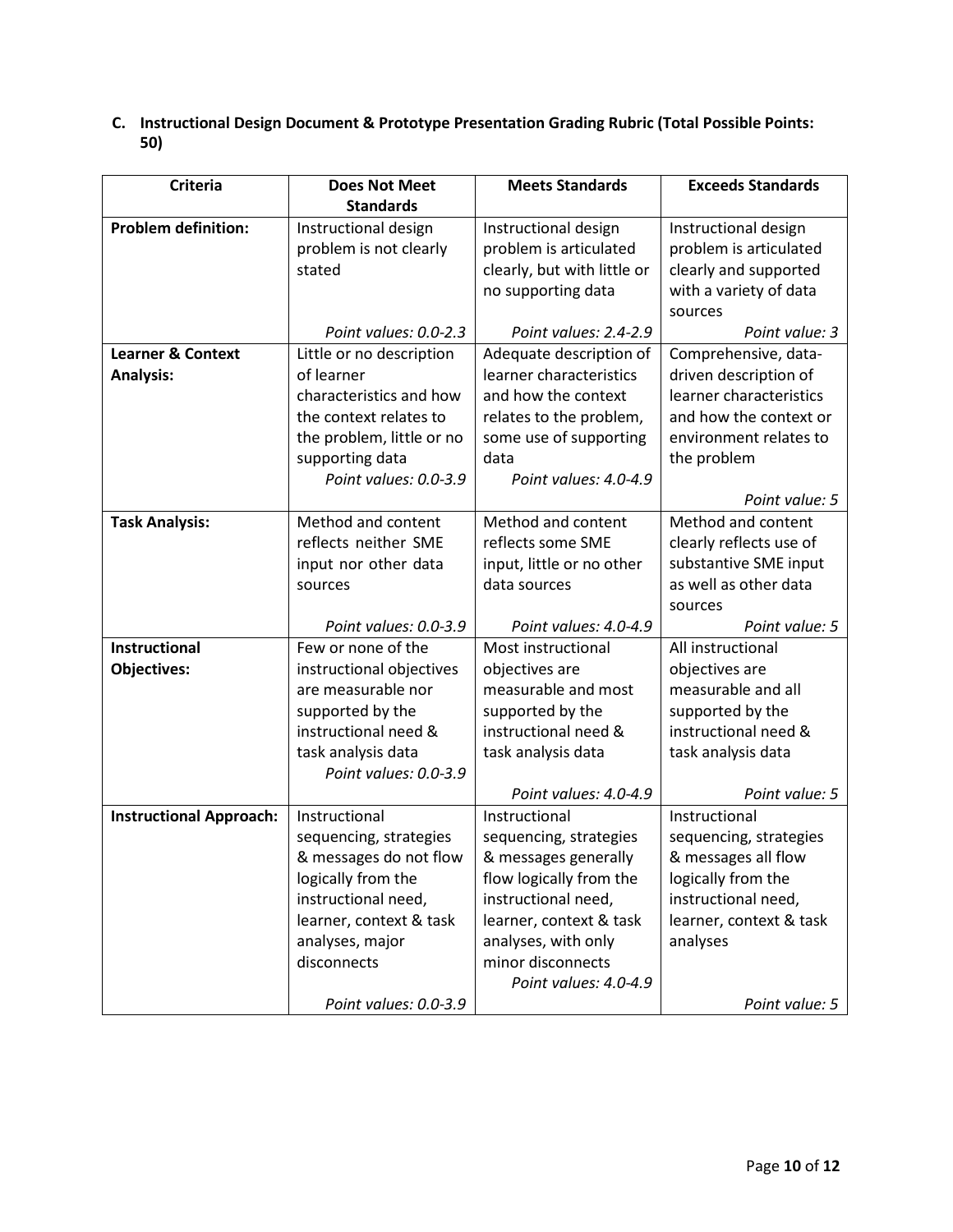### C. Instructional Design Document & Prototype Presentation Grading Rubric (Total Possible Points: 50)

| Criteria | Does Not Meet Standards | Meets Standards | Exceeds Standards |
|---|---|---|---|
| **Problem definition:** | Instructional design problem is not clearly stated *Point values: 0.0-2.3* | Instructional design problem is articulated clearly, but with little or no supporting data *Point values: 2.4-2.9* | Instructional design problem is articulated clearly and supported with a variety of data sources *Point value: 3* |
| **Learner & Context Analysis:** | Little or no description of learner characteristics and how the context relates to the problem, little or no supporting data *Point values: 0.0-3.9* | Adequate description of learner characteristics and how the context relates to the problem, some use of supporting data *Point values: 4.0-4.9* | Comprehensive, data-driven description of learner characteristics and how the context or environment relates to the problem *Point value: 5* |
| **Task Analysis:** | Method and content reflects neither SME input nor other data sources *Point values: 0.0-3.9* | Method and content reflects some SME input, little or no other data sources *Point values: 4.0-4.9* | Method and content clearly reflects use of substantive SME input as well as other data sources *Point value: 5* |
| **Instructional Objectives:** | Few or none of the instructional objectives are measurable nor supported by the instructional need & task analysis data *Point values: 0.0-3.9* | Most instructional objectives are measurable and most supported by the instructional need & task analysis data *Point values: 4.0-4.9* | All instructional objectives are measurable and all supported by the instructional need & task analysis data *Point value: 5* |
| **Instructional Approach:** | Instructional sequencing, strategies & messages do not flow logically from the instructional need, learner, context & task analyses, major disconnects *Point values: 0.0-3.9* | Instructional sequencing, strategies & messages generally flow logically from the instructional need, learner, context & task analyses, with only minor disconnects *Point values: 4.0-4.9* | Instructional sequencing, strategies & messages all flow logically from the instructional need, learner, context & task analyses *Point value: 5* |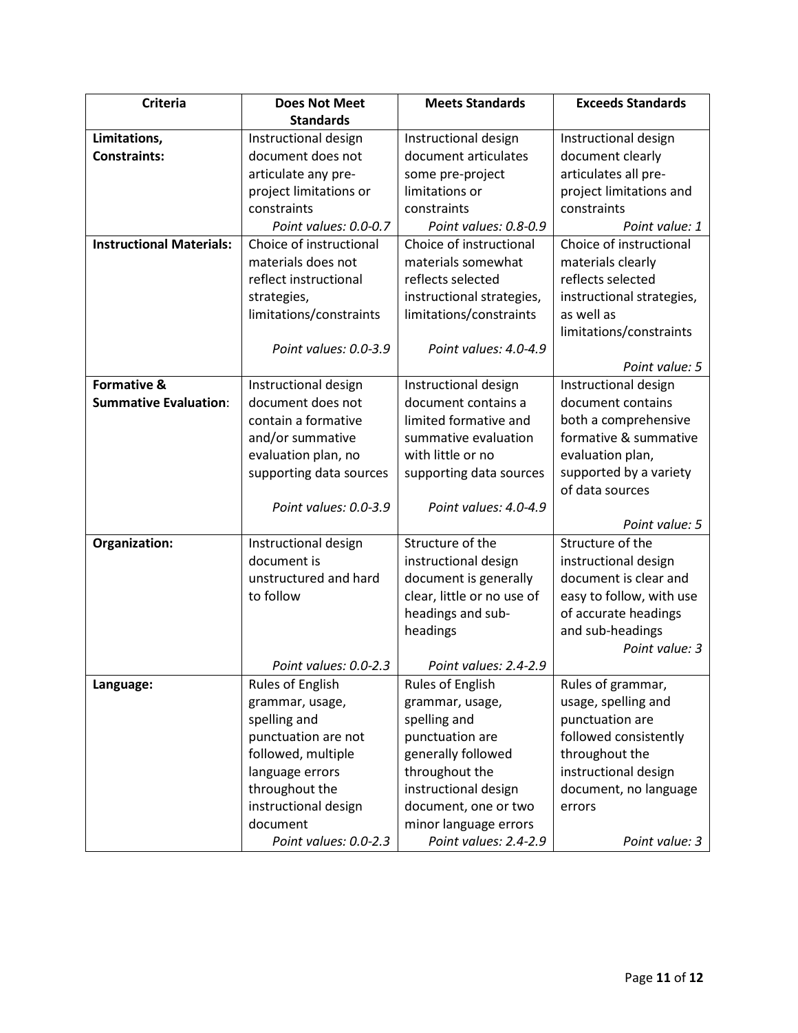| Criteria | Does Not Meet Standards | Meets Standards | Exceeds Standards |
|---|---|---|---|
| **Limitations, Constraints:** | Instructional design document does not articulate any pre-project limitations or constraints *Point values: 0.0-0.7* | Instructional design document articulates some pre-project limitations or constraints *Point values: 0.8-0.9* | Instructional design document clearly articulates all pre-project limitations and constraints *Point value: 1* |
| **Instructional Materials:** | Choice of instructional materials does not reflect instructional strategies, limitations/constraints *Point values: 0.0-3.9* | Choice of instructional materials somewhat reflects selected instructional strategies, limitations/constraints *Point values: 4.0-4.9* | Choice of instructional materials clearly reflects selected instructional strategies, as well as limitations/constraints *Point value: 5* |
| **Formative & Summative Evaluation**: | Instructional design document does not contain a formative and/or summative evaluation plan, no supporting data sources *Point values: 0.0-3.9* | Instructional design document contains a limited formative and summative evaluation with little or no supporting data sources *Point values: 4.0-4.9* | Instructional design document contains both a comprehensive formative & summative evaluation plan, supported by a variety of data sources *Point value: 5* |
| **Organization:** | Instructional design document is unstructured and hard to follow *Point values: 0.0-2.3* | Structure of the instructional design document is generally clear, little or no use of headings and sub-headings *Point values: 2.4-2.9* | Structure of the instructional design document is clear and easy to follow, with use of accurate headings and sub-headings *Point value: 3* |
| **Language:** | Rules of English grammar, usage, spelling and punctuation are not followed, multiple language errors throughout the instructional design document *Point values: 0.0-2.3* | Rules of English grammar, usage, spelling and punctuation are generally followed throughout the instructional design document, one or two minor language errors *Point values: 2.4-2.9* | Rules of grammar, usage, spelling and punctuation are followed consistently throughout the instructional design document, no language errors *Point value: 3* |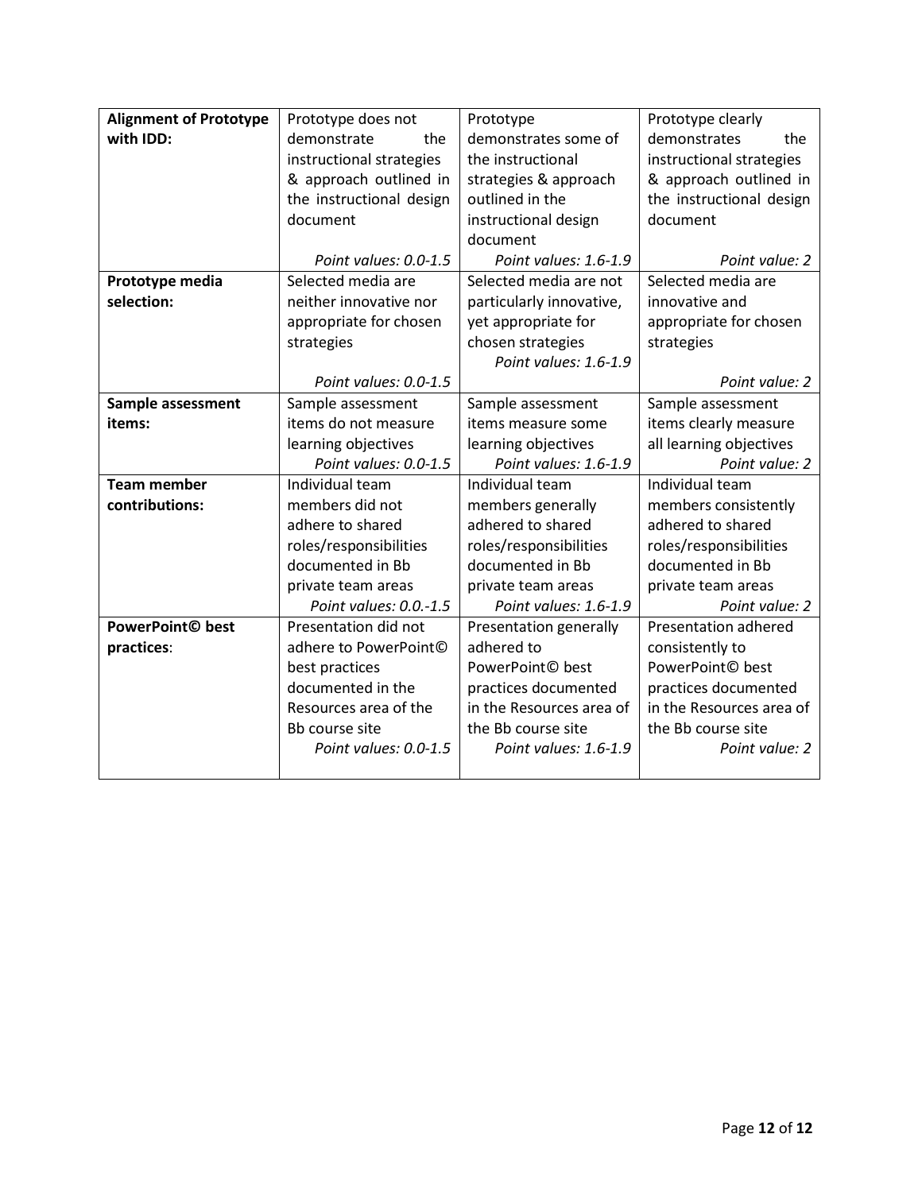| | | | |
|---|---|---|---|
| **Alignment of Prototype with IDD:** | Prototype does not demonstrate the instructional strategies & approach outlined in the instructional design document *Point values: 0.0-1.5* | Prototype demonstrates some of the instructional strategies & approach outlined in the instructional design document *Point values: 1.6-1.9* | Prototype clearly demonstrates the instructional strategies & approach outlined in the instructional design document *Point value: 2* |
| **Prototype media selection:** | Selected media are neither innovative nor appropriate for chosen strategies *Point values: 0.0-1.5* | Selected media are not particularly innovative, yet appropriate for chosen strategies *Point values: 1.6-1.9* | Selected media are innovative and appropriate for chosen strategies *Point value: 2* |
| **Sample assessment items:** | Sample assessment items do not measure learning objectives *Point values: 0.0-1.5* | Sample assessment items measure some learning objectives *Point values: 1.6-1.9* | Sample assessment items clearly measure all learning objectives *Point value: 2* |
| **Team member contributions:** | Individual team members did not adhere to shared roles/responsibilities documented in Bb private team areas *Point values: 0.0.-1.5* | Individual team members generally adhered to shared roles/responsibilities documented in Bb private team areas *Point values: 1.6-1.9* | Individual team members consistently adhered to shared roles/responsibilities documented in Bb private team areas *Point value: 2* |
| **PowerPoint© best practices**: | Presentation did not adhere to PowerPoint© best practices documented in the Resources area of the Bb course site *Point values: 0.0-1.5* | Presentation generally adhered to PowerPoint© best practices documented in the Resources area of the Bb course site *Point values: 1.6-1.9* | Presentation adhered consistently to PowerPoint© best practices documented in the Resources area of the Bb course site *Point value: 2* |